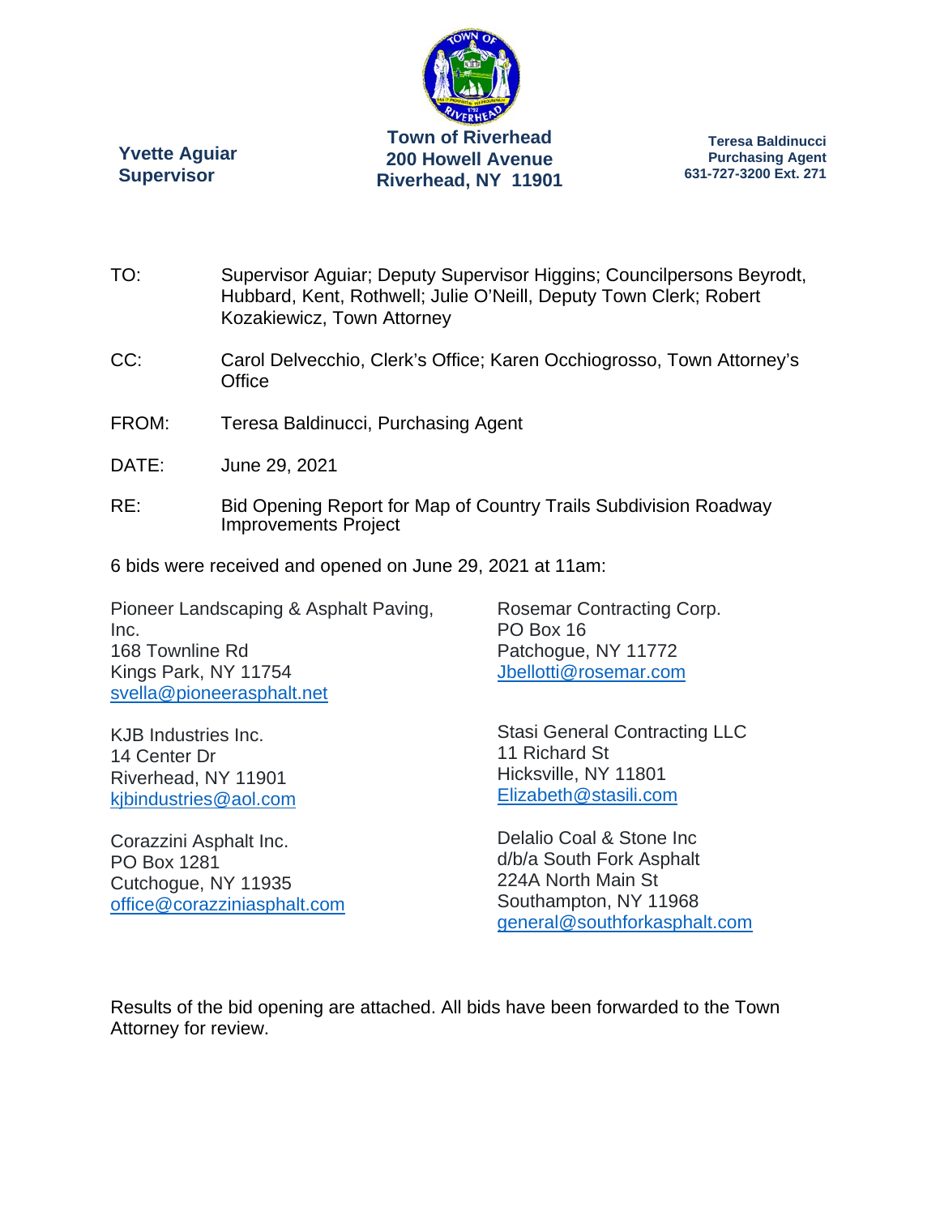**Yvette Aguiar**
**Supervisor**

**Town of Riverhead**
**200 Howell Avenue**
**Riverhead, NY 11901**

**Teresa Baldinucci**
**Purchasing Agent**
**631-727-3200 Ext. 271**

TO: Supervisor Aguiar; Deputy Supervisor Higgins; Councilpersons Beyrodt, Hubbard, Kent, Rothwell; Julie O'Neill, Deputy Town Clerk; Robert Kozakiewicz, Town Attorney

CC: Carol Delvecchio, Clerk's Office; Karen Occhiogrosso, Town Attorney's Office

FROM: Teresa Baldinucci, Purchasing Agent

DATE: June 29, 2021

RE: Bid Opening Report for Map of Country Trails Subdivision Roadway Improvements Project

6 bids were received and opened on June 29, 2021 at 11am:

Pioneer Landscaping & Asphalt Paving, Inc.
168 Townline Rd
Kings Park, NY 11754
svella@pioneerasphalt.net

KJB Industries Inc.
14 Center Dr
Riverhead, NY 11901
kjbindustries@aol.com

Corazzini Asphalt Inc.
PO Box 1281
Cutchogue, NY 11935
office@corazziniasphalt.com

Rosemar Contracting Corp.
PO Box 16
Patchogue, NY 11772
Jbellotti@rosemar.com

Stasi General Contracting LLC
11 Richard St
Hicksville, NY 11801
Elizabeth@stasili.com

Delalio Coal & Stone Inc
d/b/a South Fork Asphalt
224A North Main St
Southampton, NY 11968
general@southforkasphalt.com

Results of the bid opening are attached. All bids have been forwarded to the Town Attorney for review.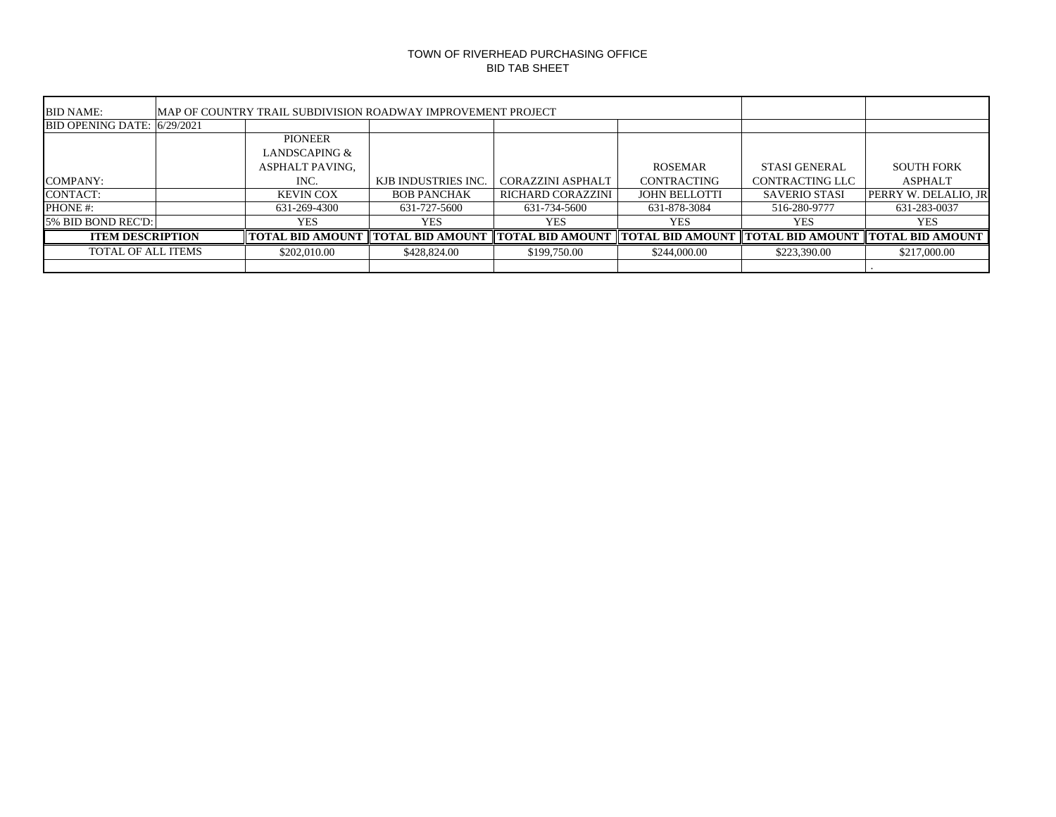TOWN OF RIVERHEAD PURCHASING OFFICE
BID TAB SHEET

| | | | | | | | |
|---|---|---|---|---|---|---|---|
| BID NAME: | MAP OF COUNTRY TRAIL SUBDIVISION ROADWAY IMPROVEMENT PROJECT | | | | | | |
| BID OPENING DATE: | 6/29/2021 | | | | | | |
| COMPANY: | | PIONEER LANDSCAPING & ASPHALT PAVING, INC. | KJB INDUSTRIES INC. | CORAZZINI ASPHALT | ROSEMAR CONTRACTING | STASI GENERAL CONTRACTING LLC | SOUTH FORK ASPHALT |
| CONTACT: | | KEVIN COX | BOB PANCHAK | RICHARD CORAZZINI | JOHN BELLOTTI | SAVERIO STASI | PERRY W. DELALIO, JR |
| PHONE #: | | 631-269-4300 | 631-727-5600 | 631-734-5600 | 631-878-3084 | 516-280-9777 | 631-283-0037 |
| 5% BID BOND REC'D: | | YES | YES | YES | YES | YES | YES |
| **ITEM DESCRIPTION** | | **TOTAL BID AMOUNT** | **TOTAL BID AMOUNT** | **TOTAL BID AMOUNT** | **TOTAL BID AMOUNT** | **TOTAL BID AMOUNT** | **TOTAL BID AMOUNT** |
| TOTAL OF ALL ITEMS | | $202,010.00 | $428,824.00 | $199,750.00 | $244,000.00 | $223,390.00 | $217,000.00 |